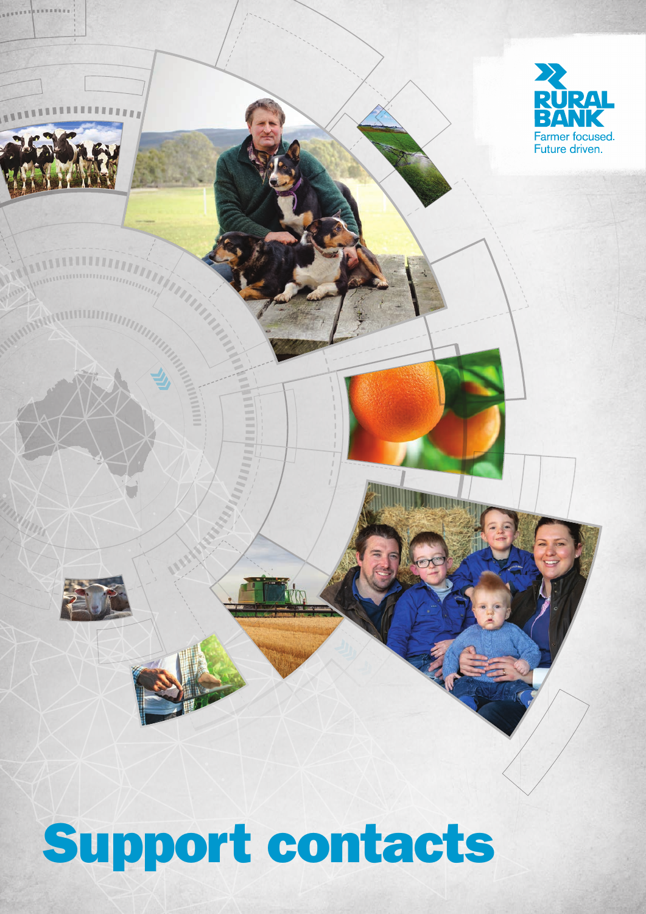RURAL BANK

Farmer focused.
Future driven.

# Support contacts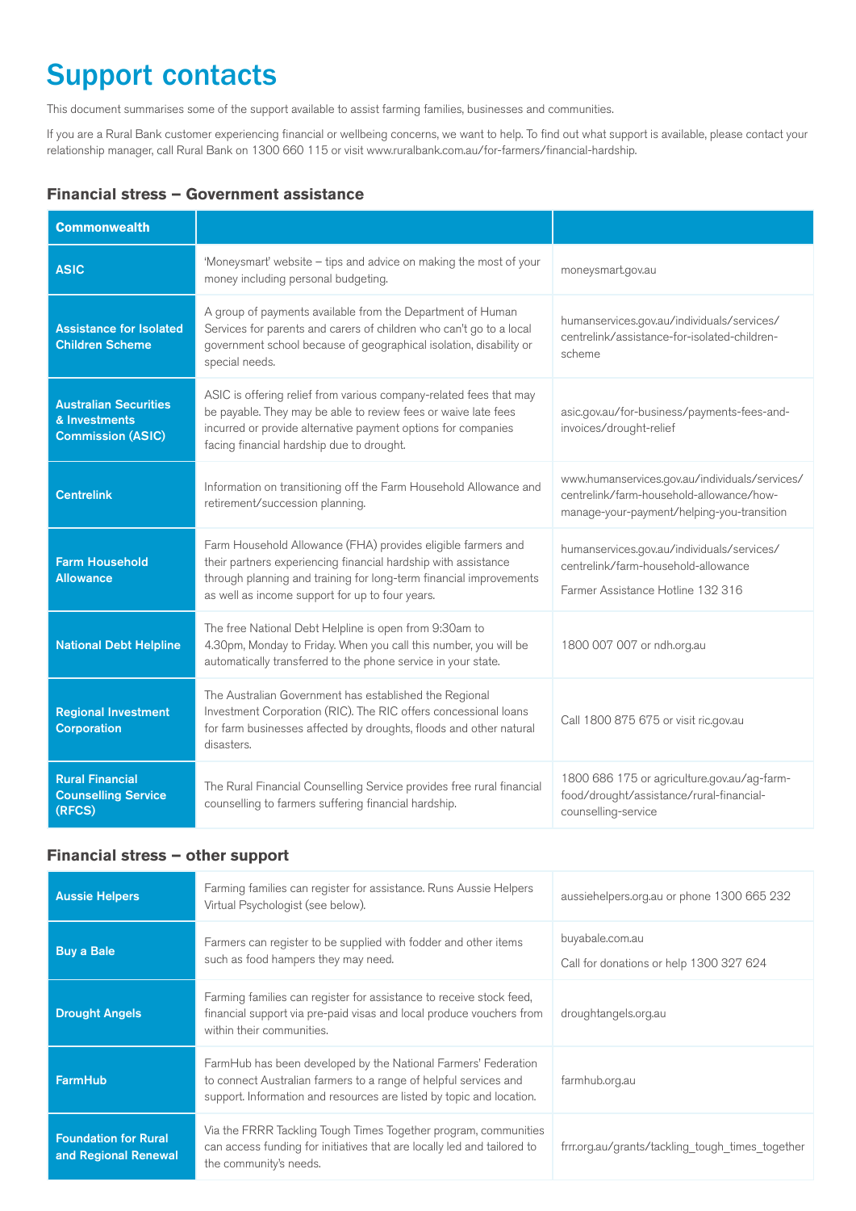# Support contacts

This document summarises some of the support available to assist farming families, businesses and communities.

If you are a Rural Bank customer experiencing financial or wellbeing concerns, we want to help. To find out what support is available, please contact your relationship manager, call Rural Bank on 1300 660 115 or visit www.ruralbank.com.au/for-farmers/financial-hardship.

### Financial stress – Government assistance

| Commonwealth | | |
|---|---|---|
| **ASIC** | 'Moneysmart' website – tips and advice on making the most of your money including personal budgeting. | moneysmart.gov.au |
| **Assistance for Isolated Children Scheme** | A group of payments available from the Department of Human Services for parents and carers of children who can't go to a local government school because of geographical isolation, disability or special needs. | humanservices.gov.au/individuals/services/centrelink/assistance-for-isolated-children-scheme |
| **Australian Securities & Investments Commission (ASIC)** | ASIC is offering relief from various company-related fees that may be payable. They may be able to review fees or waive late fees incurred or provide alternative payment options for companies facing financial hardship due to drought. | asic.gov.au/for-business/payments-fees-and-invoices/drought-relief |
| **Centrelink** | Information on transitioning off the Farm Household Allowance and retirement/succession planning. | www.humanservices.gov.au/individuals/services/centrelink/farm-household-allowance/how-manage-your-payment/helping-you-transition |
| **Farm Household Allowance** | Farm Household Allowance (FHA) provides eligible farmers and their partners experiencing financial hardship with assistance through planning and training for long-term financial improvements as well as income support for up to four years. | humanservices.gov.au/individuals/services/centrelink/farm-household-allowance<br>Farmer Assistance Hotline 132 316 |
| **National Debt Helpline** | The free National Debt Helpline is open from 9:30am to 4.30pm, Monday to Friday. When you call this number, you will be automatically transferred to the phone service in your state. | 1800 007 007 or ndh.org.au |
| **Regional Investment Corporation** | The Australian Government has established the Regional Investment Corporation (RIC). The RIC offers concessional loans for farm businesses affected by droughts, floods and other natural disasters. | Call 1800 875 675 or visit ric.gov.au |
| **Rural Financial Counselling Service (RFCS)** | The Rural Financial Counselling Service provides free rural financial counselling to farmers suffering financial hardship. | 1800 686 175 or agriculture.gov.au/ag-farm-food/drought/assistance/rural-financial-counselling-service |

### Financial stress – other support

| | | |
|---|---|---|
| **Aussie Helpers** | Farming families can register for assistance. Runs Aussie Helpers Virtual Psychologist (see below). | aussiehelpers.org.au or phone 1300 665 232 |
| **Buy a Bale** | Farmers can register to be supplied with fodder and other items such as food hampers they may need. | buyabale.com.au<br>Call for donations or help 1300 327 624 |
| **Drought Angels** | Farming families can register for assistance to receive stock feed, financial support via pre-paid visas and local produce vouchers from within their communities. | droughtangels.org.au |
| **FarmHub** | FarmHub has been developed by the National Farmers' Federation to connect Australian farmers to a range of helpful services and support. Information and resources are listed by topic and location. | farmhub.org.au |
| **Foundation for Rural and Regional Renewal** | Via the FRRR Tackling Tough Times Together program, communities can access funding for initiatives that are locally led and tailored to the community's needs. | frrr.org.au/grants/tackling_tough_times_together |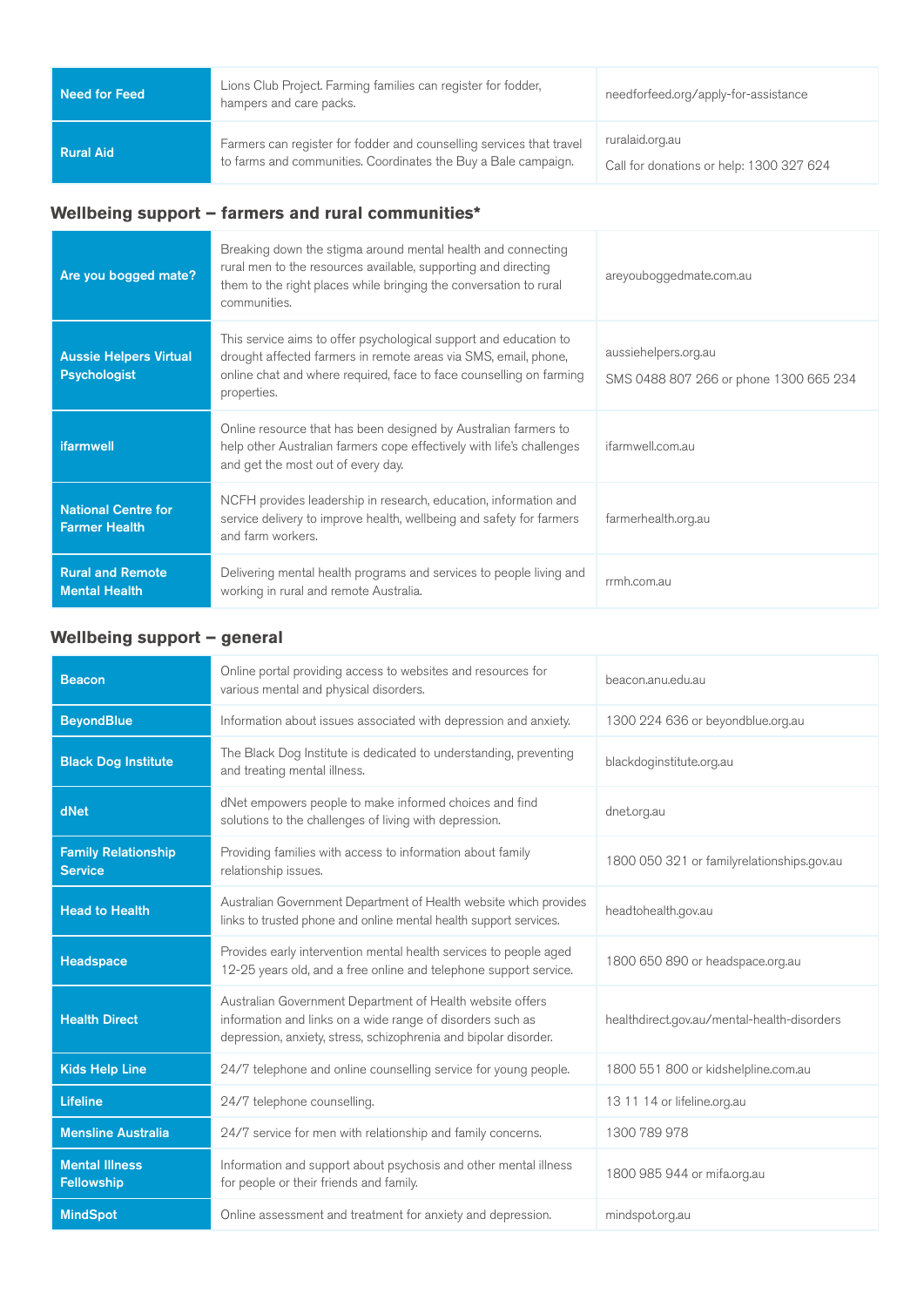| | | |
|---|---|---|
| **Need for Feed** | Lions Club Project. Farming families can register for fodder, hampers and care packs. | needforfeed.org/apply-for-assistance |
| **Rural Aid** | Farmers can register for fodder and counselling services that travel to farms and communities. Coordinates the Buy a Bale campaign. | ruralaid.org.au<br>Call for donations or help: 1300 327 624 |

## Wellbeing support – farmers and rural communities*

| | | |
|---|---|---|
| **Are you bogged mate?** | Breaking down the stigma around mental health and connecting rural men to the resources available, supporting and directing them to the right places while bringing the conversation to rural communities. | areyouboggedmate.com.au |
| **Aussie Helpers Virtual Psychologist** | This service aims to offer psychological support and education to drought affected farmers in remote areas via SMS, email, phone, online chat and where required, face to face counselling on farming properties. | aussiehelpers.org.au<br>SMS 0488 807 266 or phone 1300 665 234 |
| **ifarmwell** | Online resource that has been designed by Australian farmers to help other Australian farmers cope effectively with life's challenges and get the most out of every day. | ifarmwell.com.au |
| **National Centre for Farmer Health** | NCFH provides leadership in research, education, information and service delivery to improve health, wellbeing and safety for farmers and farm workers. | farmerhealth.org.au |
| **Rural and Remote Mental Health** | Delivering mental health programs and services to people living and working in rural and remote Australia. | rrmh.com.au |

## Wellbeing support – general

| | | |
|---|---|---|
| **Beacon** | Online portal providing access to websites and resources for various mental and physical disorders. | beacon.anu.edu.au |
| **BeyondBlue** | Information about issues associated with depression and anxiety. | 1300 224 636 or beyondblue.org.au |
| **Black Dog Institute** | The Black Dog Institute is dedicated to understanding, preventing and treating mental illness. | blackdoginstitute.org.au |
| **dNet** | dNet empowers people to make informed choices and find solutions to the challenges of living with depression. | dnet.org.au |
| **Family Relationship Service** | Providing families with access to information about family relationship issues. | 1800 050 321 or familyrelationships.gov.au |
| **Head to Health** | Australian Government Department of Health website which provides links to trusted phone and online mental health support services. | headtohealth.gov.au |
| **Headspace** | Provides early intervention mental health services to people aged 12-25 years old, and a free online and telephone support service. | 1800 650 890 or headspace.org.au |
| **Health Direct** | Australian Government Department of Health website offers information and links on a wide range of disorders such as depression, anxiety, stress, schizophrenia and bipolar disorder. | healthdirect.gov.au/mental-health-disorders |
| **Kids Help Line** | 24/7 telephone and online counselling service for young people. | 1800 551 800 or kidshelpline.com.au |
| **Lifeline** | 24/7 telephone counselling. | 13 11 14 or lifeline.org.au |
| **Mensline Australia** | 24/7 service for men with relationship and family concerns. | 1300 789 978 |
| **Mental Illness Fellowship** | Information and support about psychosis and other mental illness for people or their friends and family. | 1800 985 944 or mifa.org.au |
| **MindSpot** | Online assessment and treatment for anxiety and depression. | mindspot.org.au |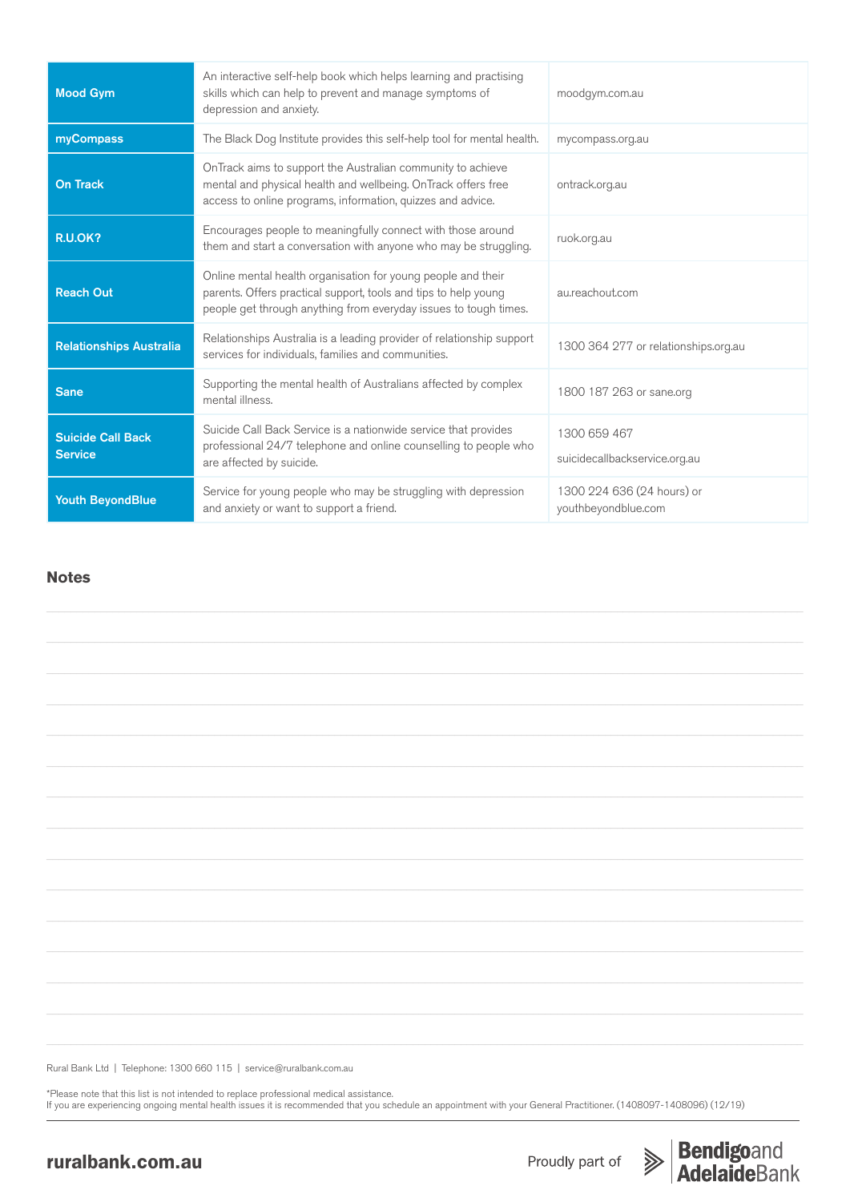| | | |
|---|---|---|
| **Mood Gym** | An interactive self-help book which helps learning and practising skills which can help to prevent and manage symptoms of depression and anxiety. | moodgym.com.au |
| **myCompass** | The Black Dog Institute provides this self-help tool for mental health. | mycompass.org.au |
| **On Track** | OnTrack aims to support the Australian community to achieve mental and physical health and wellbeing. OnTrack offers free access to online programs, information, quizzes and advice. | ontrack.org.au |
| **R.U.OK?** | Encourages people to meaningfully connect with those around them and start a conversation with anyone who may be struggling. | ruok.org.au |
| **Reach Out** | Online mental health organisation for young people and their parents. Offers practical support, tools and tips to help young people get through anything from everyday issues to tough times. | au.reachout.com |
| **Relationships Australia** | Relationships Australia is a leading provider of relationship support services for individuals, families and communities. | 1300 364 277 or relationships.org.au |
| **Sane** | Supporting the mental health of Australians affected by complex mental illness. | 1800 187 263 or sane.org |
| **Suicide Call Back Service** | Suicide Call Back Service is a nationwide service that provides professional 24/7 telephone and online counselling to people who are affected by suicide. | 1300 659 467<br>suicidecallbackservice.org.au |
| **Youth BeyondBlue** | Service for young people who may be struggling with depression and anxiety or want to support a friend. | 1300 224 636 (24 hours) or youthbeyondblue.com |

## Notes

Rural Bank Ltd | Telephone: 1300 660 115 | service@ruralbank.com.au

*Please note that this list is not intended to replace professional medical assistance.
If you are experiencing ongoing mental health issues it is recommended that you schedule an appointment with your General Practitioner. (1408097-1408096) (12/19)

**ruralbank.com.au**

Proudly part of **Bendigo**and **Adelaide**Bank